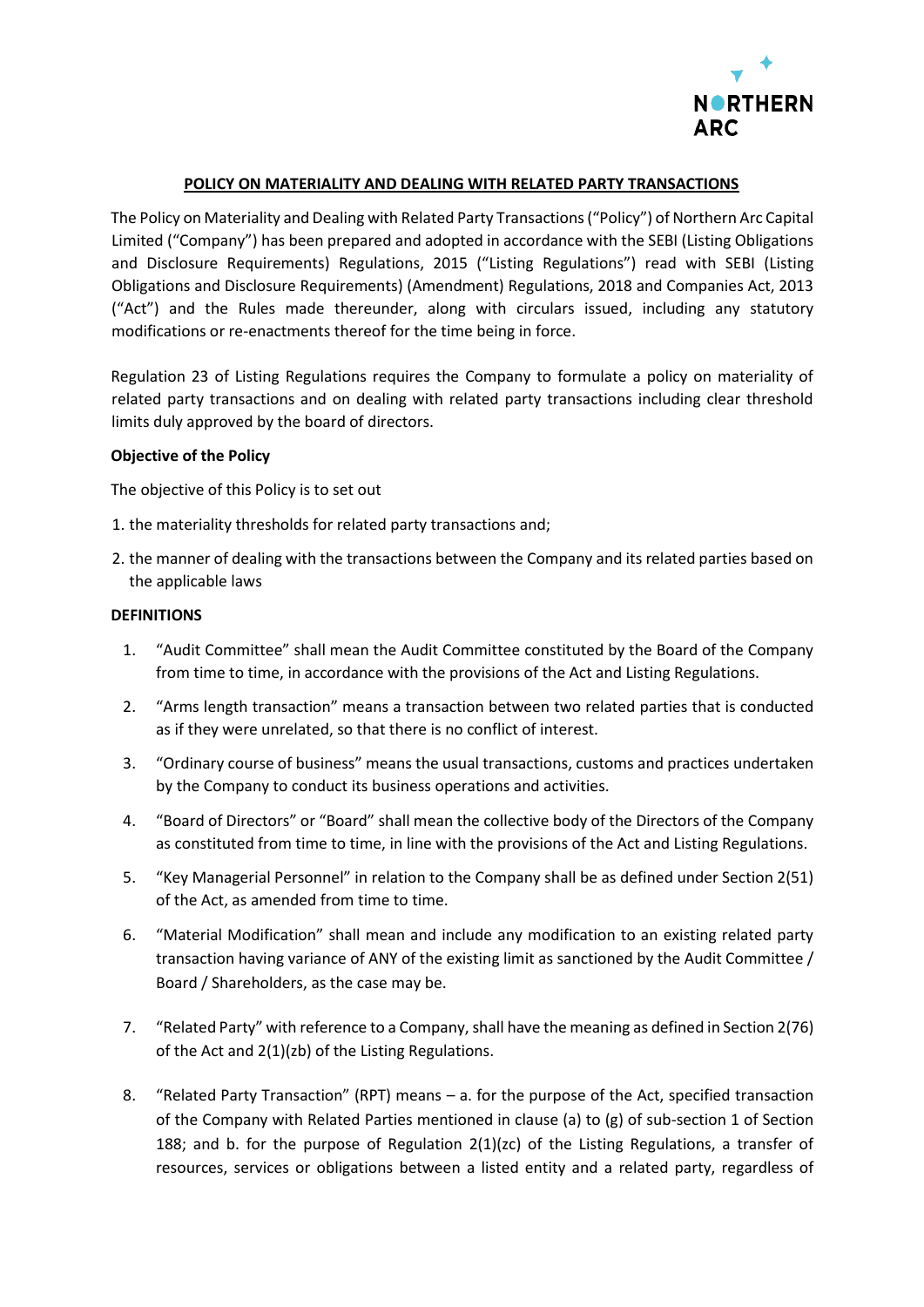## POLICY ON MATERIALITY AND DEALING WITH RELATED PARTY TRANSACTIONS

The Policy on Materiality and Dealing with Related Party Transactions ("Policy") of Northern Arc Capital Limited ("Company") has been prepared and adopted in accordance with the SEBI (Listing Obligations and Disclosure Requirements) Regulations, 2015 ("Listing Regulations") read with SEBI (Listing Obligations and Disclosure Requirements) (Amendment) Regulations, 2018 and Companies Act, 2013 ("Act") and the Rules made thereunder, along with circulars issued, including any statutory modifications or re-enactments thereof for the time being in force.

Regulation 23 of Listing Regulations requires the Company to formulate a policy on materiality of related party transactions and on dealing with related party transactions including clear threshold limits duly approved by the board of directors.

**Objective of the Policy**

The objective of this Policy is to set out

1. the materiality thresholds for related party transactions and;
2. the manner of dealing with the transactions between the Company and its related parties based on the applicable laws

**DEFINITIONS**

1. "Audit Committee" shall mean the Audit Committee constituted by the Board of the Company from time to time, in accordance with the provisions of the Act and Listing Regulations.
2. "Arms length transaction" means a transaction between two related parties that is conducted as if they were unrelated, so that there is no conflict of interest.
3. "Ordinary course of business" means the usual transactions, customs and practices undertaken by the Company to conduct its business operations and activities.
4. "Board of Directors" or "Board" shall mean the collective body of the Directors of the Company as constituted from time to time, in line with the provisions of the Act and Listing Regulations.
5. "Key Managerial Personnel" in relation to the Company shall be as defined under Section 2(51) of the Act, as amended from time to time.
6. "Material Modification" shall mean and include any modification to an existing related party transaction having variance of ANY of the existing limit as sanctioned by the Audit Committee / Board / Shareholders, as the case may be.
7. "Related Party" with reference to a Company, shall have the meaning as defined in Section 2(76) of the Act and 2(1)(zb) of the Listing Regulations.
8. "Related Party Transaction" (RPT) means – a. for the purpose of the Act, specified transaction of the Company with Related Parties mentioned in clause (a) to (g) of sub-section 1 of Section 188; and b. for the purpose of Regulation 2(1)(zc) of the Listing Regulations, a transfer of resources, services or obligations between a listed entity and a related party, regardless of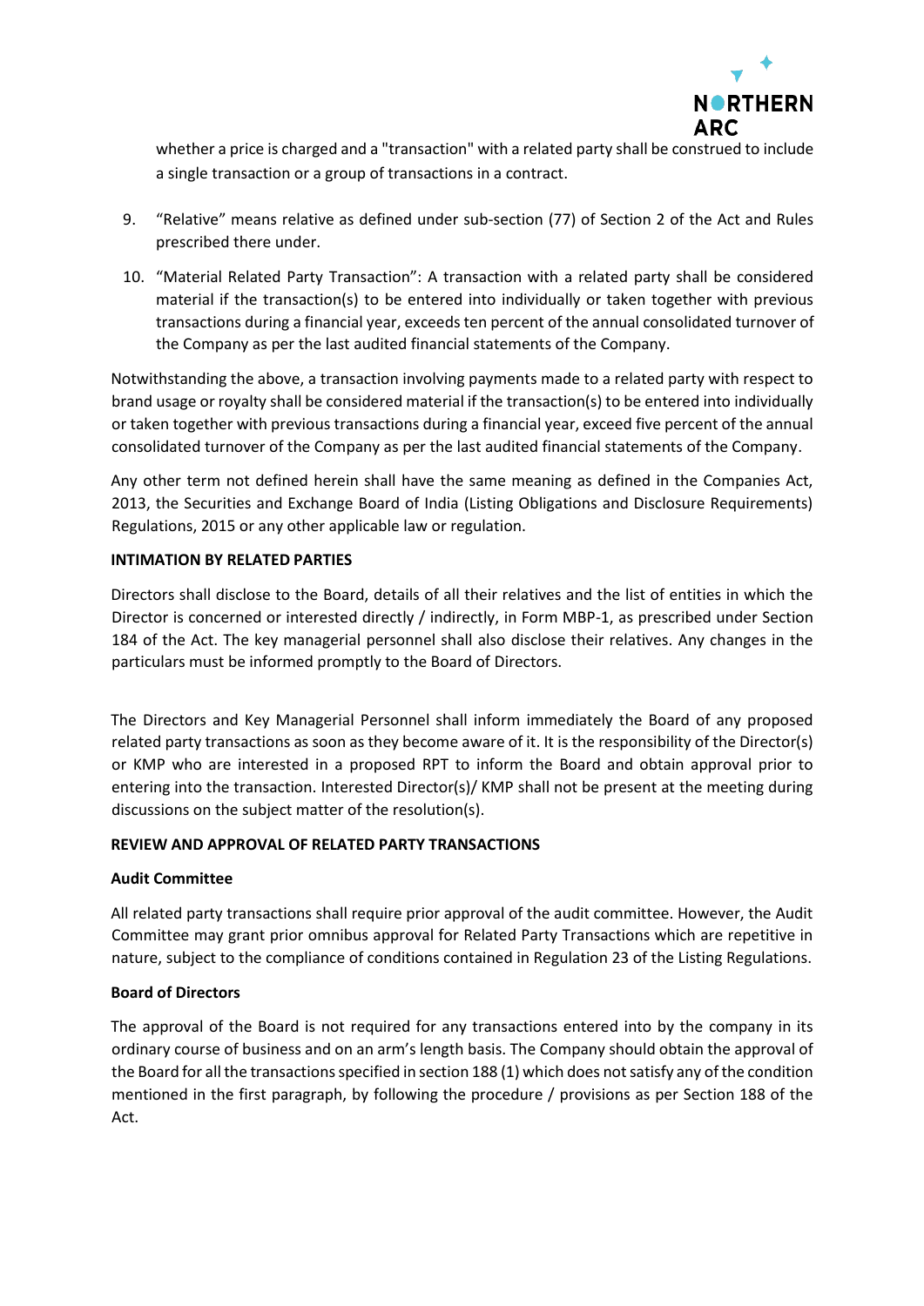whether a price is charged and a "transaction" with a related party shall be construed to include a single transaction or a group of transactions in a contract.

9. "Relative" means relative as defined under sub-section (77) of Section 2 of the Act and Rules prescribed there under.

10. "Material Related Party Transaction": A transaction with a related party shall be considered material if the transaction(s) to be entered into individually or taken together with previous transactions during a financial year, exceeds ten percent of the annual consolidated turnover of the Company as per the last audited financial statements of the Company.

Notwithstanding the above, a transaction involving payments made to a related party with respect to brand usage or royalty shall be considered material if the transaction(s) to be entered into individually or taken together with previous transactions during a financial year, exceed five percent of the annual consolidated turnover of the Company as per the last audited financial statements of the Company.

Any other term not defined herein shall have the same meaning as defined in the Companies Act, 2013, the Securities and Exchange Board of India (Listing Obligations and Disclosure Requirements) Regulations, 2015 or any other applicable law or regulation.

**INTIMATION BY RELATED PARTIES**

Directors shall disclose to the Board, details of all their relatives and the list of entities in which the Director is concerned or interested directly / indirectly, in Form MBP-1, as prescribed under Section 184 of the Act. The key managerial personnel shall also disclose their relatives. Any changes in the particulars must be informed promptly to the Board of Directors.

The Directors and Key Managerial Personnel shall inform immediately the Board of any proposed related party transactions as soon as they become aware of it. It is the responsibility of the Director(s) or KMP who are interested in a proposed RPT to inform the Board and obtain approval prior to entering into the transaction. Interested Director(s)/ KMP shall not be present at the meeting during discussions on the subject matter of the resolution(s).

**REVIEW AND APPROVAL OF RELATED PARTY TRANSACTIONS**

**Audit Committee**

All related party transactions shall require prior approval of the audit committee. However, the Audit Committee may grant prior omnibus approval for Related Party Transactions which are repetitive in nature, subject to the compliance of conditions contained in Regulation 23 of the Listing Regulations.

**Board of Directors**

The approval of the Board is not required for any transactions entered into by the company in its ordinary course of business and on an arm's length basis. The Company should obtain the approval of the Board for all the transactions specified in section 188 (1) which does not satisfy any of the condition mentioned in the first paragraph, by following the procedure / provisions as per Section 188 of the Act.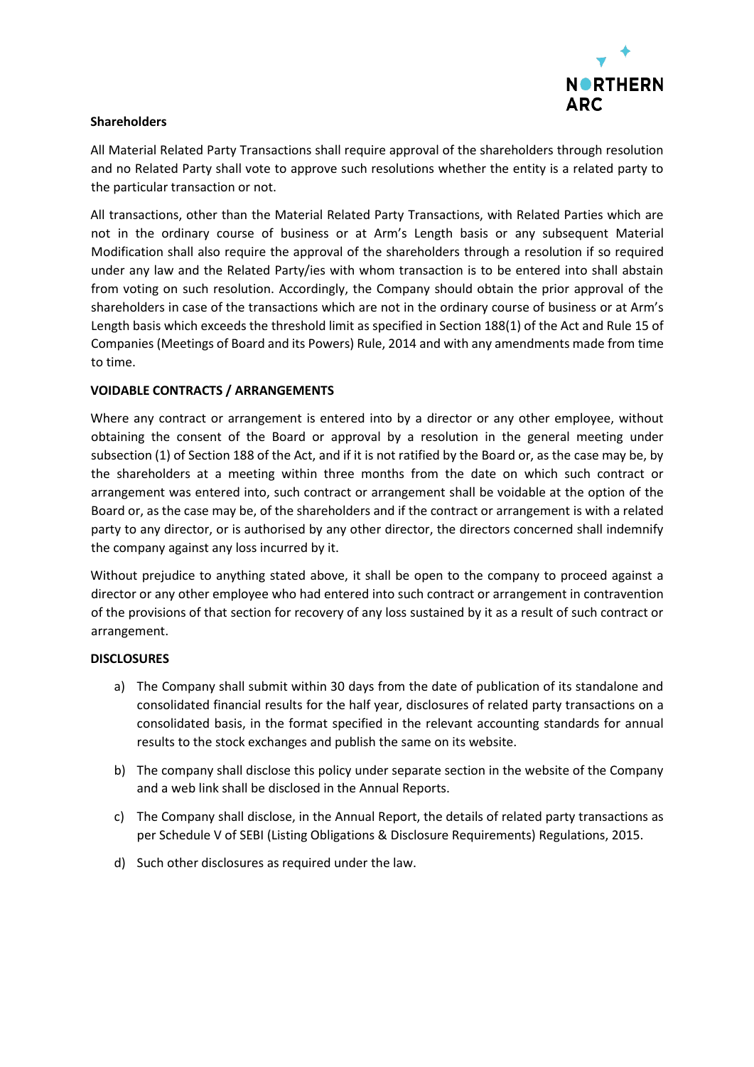**Shareholders**

All Material Related Party Transactions shall require approval of the shareholders through resolution and no Related Party shall vote to approve such resolutions whether the entity is a related party to the particular transaction or not.

All transactions, other than the Material Related Party Transactions, with Related Parties which are not in the ordinary course of business or at Arm's Length basis or any subsequent Material Modification shall also require the approval of the shareholders through a resolution if so required under any law and the Related Party/ies with whom transaction is to be entered into shall abstain from voting on such resolution. Accordingly, the Company should obtain the prior approval of the shareholders in case of the transactions which are not in the ordinary course of business or at Arm's Length basis which exceeds the threshold limit as specified in Section 188(1) of the Act and Rule 15 of Companies (Meetings of Board and its Powers) Rule, 2014 and with any amendments made from time to time.

## VOIDABLE CONTRACTS / ARRANGEMENTS

Where any contract or arrangement is entered into by a director or any other employee, without obtaining the consent of the Board or approval by a resolution in the general meeting under subsection (1) of Section 188 of the Act, and if it is not ratified by the Board or, as the case may be, by the shareholders at a meeting within three months from the date on which such contract or arrangement was entered into, such contract or arrangement shall be voidable at the option of the Board or, as the case may be, of the shareholders and if the contract or arrangement is with a related party to any director, or is authorised by any other director, the directors concerned shall indemnify the company against any loss incurred by it.

Without prejudice to anything stated above, it shall be open to the company to proceed against a director or any other employee who had entered into such contract or arrangement in contravention of the provisions of that section for recovery of any loss sustained by it as a result of such contract or arrangement.

## DISCLOSURES

a) The Company shall submit within 30 days from the date of publication of its standalone and consolidated financial results for the half year, disclosures of related party transactions on a consolidated basis, in the format specified in the relevant accounting standards for annual results to the stock exchanges and publish the same on its website.

b) The company shall disclose this policy under separate section in the website of the Company and a web link shall be disclosed in the Annual Reports.

c) The Company shall disclose, in the Annual Report, the details of related party transactions as per Schedule V of SEBI (Listing Obligations & Disclosure Requirements) Regulations, 2015.

d) Such other disclosures as required under the law.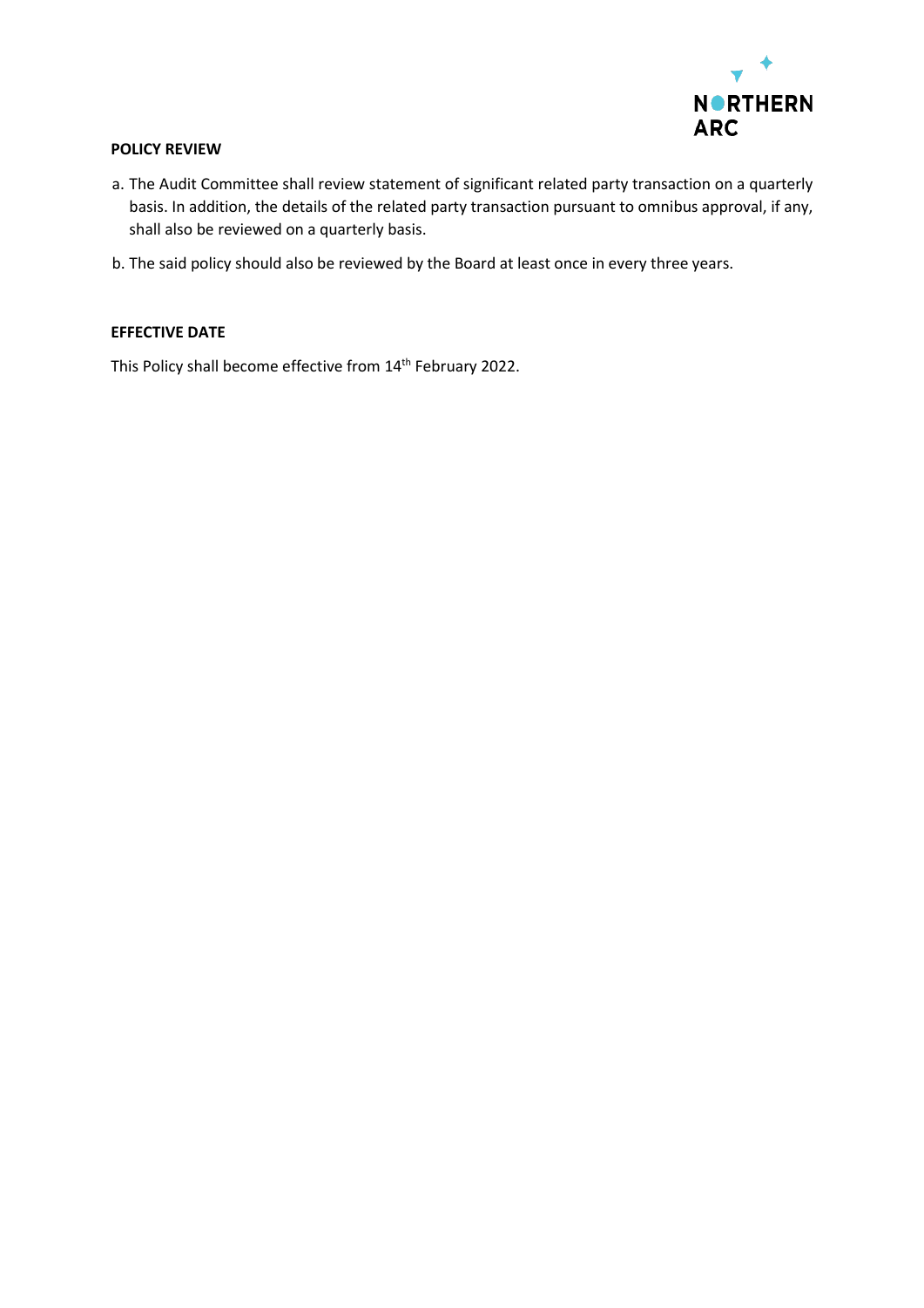**POLICY REVIEW**

a. The Audit Committee shall review statement of significant related party transaction on a quarterly basis. In addition, the details of the related party transaction pursuant to omnibus approval, if any, shall also be reviewed on a quarterly basis.

b. The said policy should also be reviewed by the Board at least once in every three years.

**EFFECTIVE DATE**

This Policy shall become effective from 14th February 2022.